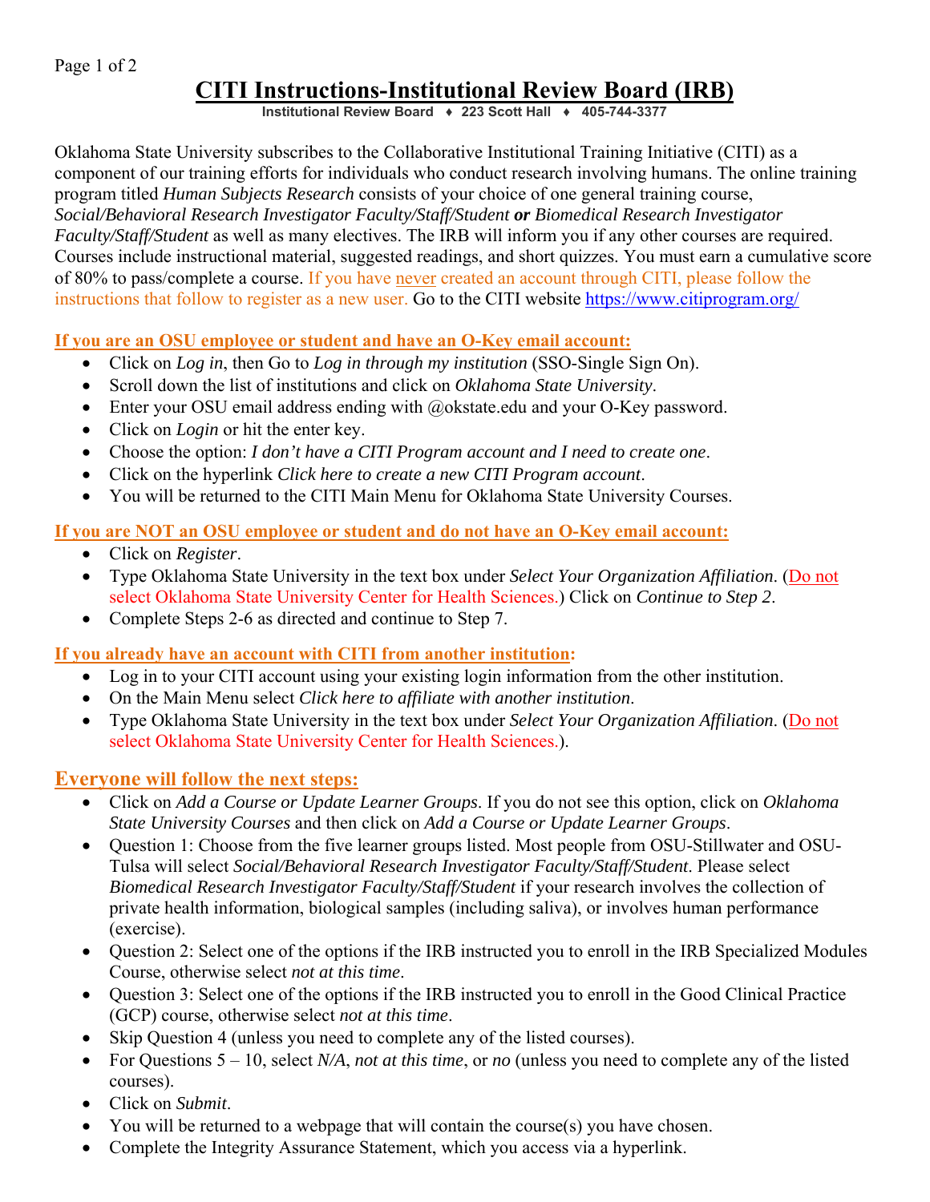# CITI Instructions-Institutional Review Board (IRB)

**Institutional Review Board ♦ 223 Scott Hall ♦ 405-744-3377**

Oklahoma State University subscribes to the Collaborative Institutional Training Initiative (CITI) as a component of our training efforts for individuals who conduct research involving humans. The online training program titled *Human Subjects Research* consists of your choice of one general training course, *Social/Behavioral Research Investigator Faculty/Staff/Student* ***or*** *Biomedical Research Investigator Faculty/Staff/Student* as well as many electives. The IRB will inform you if any other courses are required. Courses include instructional material, suggested readings, and short quizzes. You must earn a cumulative score of 80% to pass/complete a course. If you have never created an account through CITI, please follow the instructions that follow to register as a new user. Go to the CITI website https://www.citiprogram.org/

## If you are an OSU employee or student and have an O-Key email account:

- Click on *Log in*, then Go to *Log in through my institution* (SSO-Single Sign On).
- Scroll down the list of institutions and click on *Oklahoma State University*.
- Enter your OSU email address ending with @okstate.edu and your O-Key password.
- Click on *Login* or hit the enter key.
- Choose the option: *I don't have a CITI Program account and I need to create one*.
- Click on the hyperlink *Click here to create a new CITI Program account*.
- You will be returned to the CITI Main Menu for Oklahoma State University Courses.

## If you are NOT an OSU employee or student and do not have an O-Key email account:

- Click on *Register*.
- Type Oklahoma State University in the text box under *Select Your Organization Affiliation*. (Do not select Oklahoma State University Center for Health Sciences.) Click on *Continue to Step 2*.
- Complete Steps 2-6 as directed and continue to Step 7.

## If you already have an account with CITI from another institution:

- Log in to your CITI account using your existing login information from the other institution.
- On the Main Menu select *Click here to affiliate with another institution*.
- Type Oklahoma State University in the text box under *Select Your Organization Affiliation*. (Do not select Oklahoma State University Center for Health Sciences.).

## Everyone will follow the next steps:

- Click on *Add a Course or Update Learner Groups*. If you do not see this option, click on *Oklahoma State University Courses* and then click on *Add a Course or Update Learner Groups*.
- Question 1: Choose from the five learner groups listed. Most people from OSU-Stillwater and OSU-Tulsa will select *Social/Behavioral Research Investigator Faculty/Staff/Student*. Please select *Biomedical Research Investigator Faculty/Staff/Student* if your research involves the collection of private health information, biological samples (including saliva), or involves human performance (exercise).
- Question 2: Select one of the options if the IRB instructed you to enroll in the IRB Specialized Modules Course, otherwise select *not at this time*.
- Question 3: Select one of the options if the IRB instructed you to enroll in the Good Clinical Practice (GCP) course, otherwise select *not at this time*.
- Skip Question 4 (unless you need to complete any of the listed courses).
- For Questions 5 – 10, select *N/A*, *not at this time*, or *no* (unless you need to complete any of the listed courses).
- Click on *Submit*.
- You will be returned to a webpage that will contain the course(s) you have chosen.
- Complete the Integrity Assurance Statement, which you access via a hyperlink.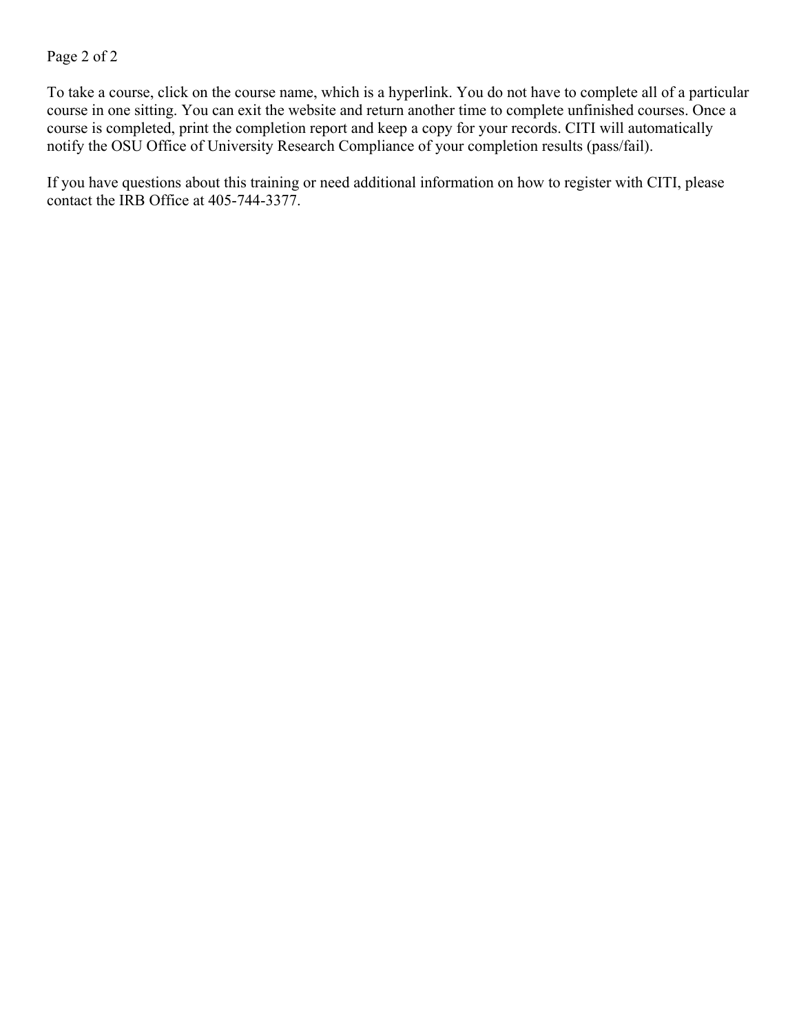To take a course, click on the course name, which is a hyperlink. You do not have to complete all of a particular course in one sitting. You can exit the website and return another time to complete unfinished courses. Once a course is completed, print the completion report and keep a copy for your records. CITI will automatically notify the OSU Office of University Research Compliance of your completion results (pass/fail).

If you have questions about this training or need additional information on how to register with CITI, please contact the IRB Office at 405-744-3377.